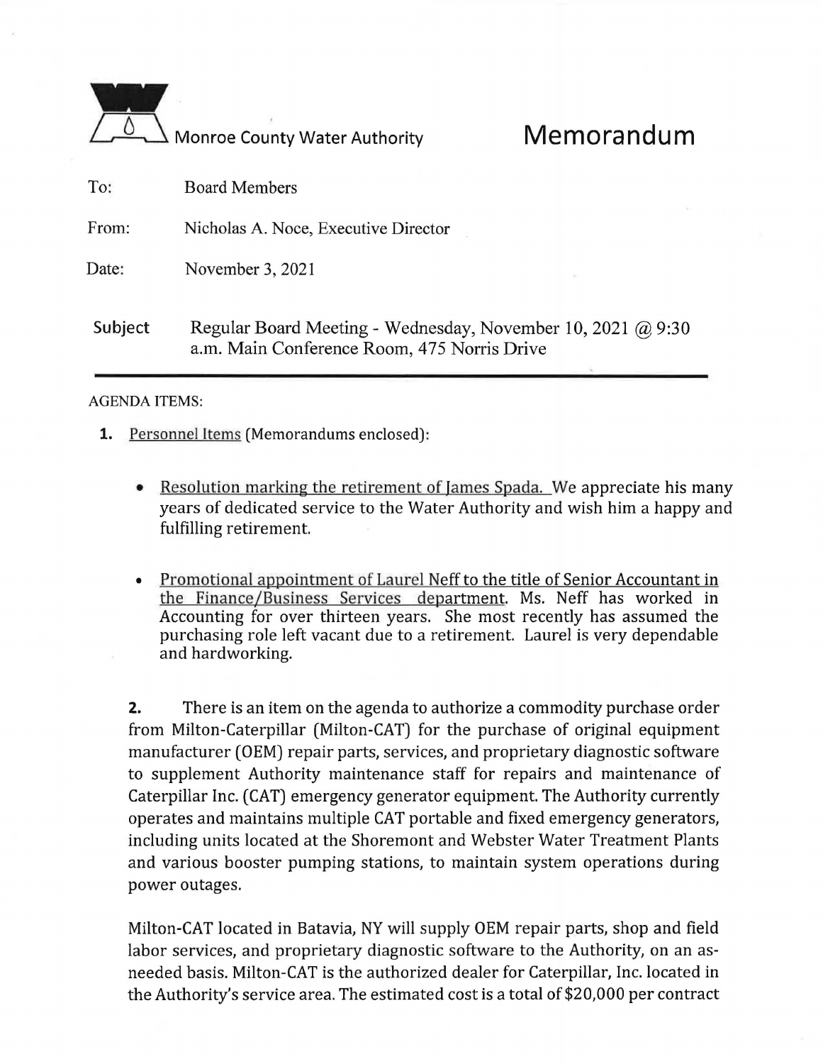Monroe County Water Authority

# Memorandum

To: Board Members

From: Nicholas A. Noce, Executive Director

Date: November 3, 2021

**Subject** Regular Board Meeting - Wednesday, November 10, 2021 @ 9:30 a.m. Main Conference Room, 475 Norris Drive

---

AGENDA ITEMS:

**1.** Personnel Items (Memorandums enclosed):

- Resolution marking the retirement of James Spada. We appreciate his many years of dedicated service to the Water Authority and wish him a happy and fulfilling retirement.

- Promotional appointment of Laurel Neff to the title of Senior Accountant in the Finance/Business Services department. Ms. Neff has worked in Accounting for over thirteen years. She most recently has assumed the purchasing role left vacant due to a retirement. Laurel is very dependable and hardworking.

**2.** There is an item on the agenda to authorize a commodity purchase order from Milton-Caterpillar (Milton-CAT) for the purchase of original equipment manufacturer (OEM) repair parts, services, and proprietary diagnostic software to supplement Authority maintenance staff for repairs and maintenance of Caterpillar Inc. (CAT) emergency generator equipment. The Authority currently operates and maintains multiple CAT portable and fixed emergency generators, including units located at the Shoremont and Webster Water Treatment Plants and various booster pumping stations, to maintain system operations during power outages.

Milton-CAT located in Batavia, NY will supply OEM repair parts, shop and field labor services, and proprietary diagnostic software to the Authority, on an as-needed basis. Milton-CAT is the authorized dealer for Caterpillar, Inc. located in the Authority's service area. The estimated cost is a total of $20,000 per contract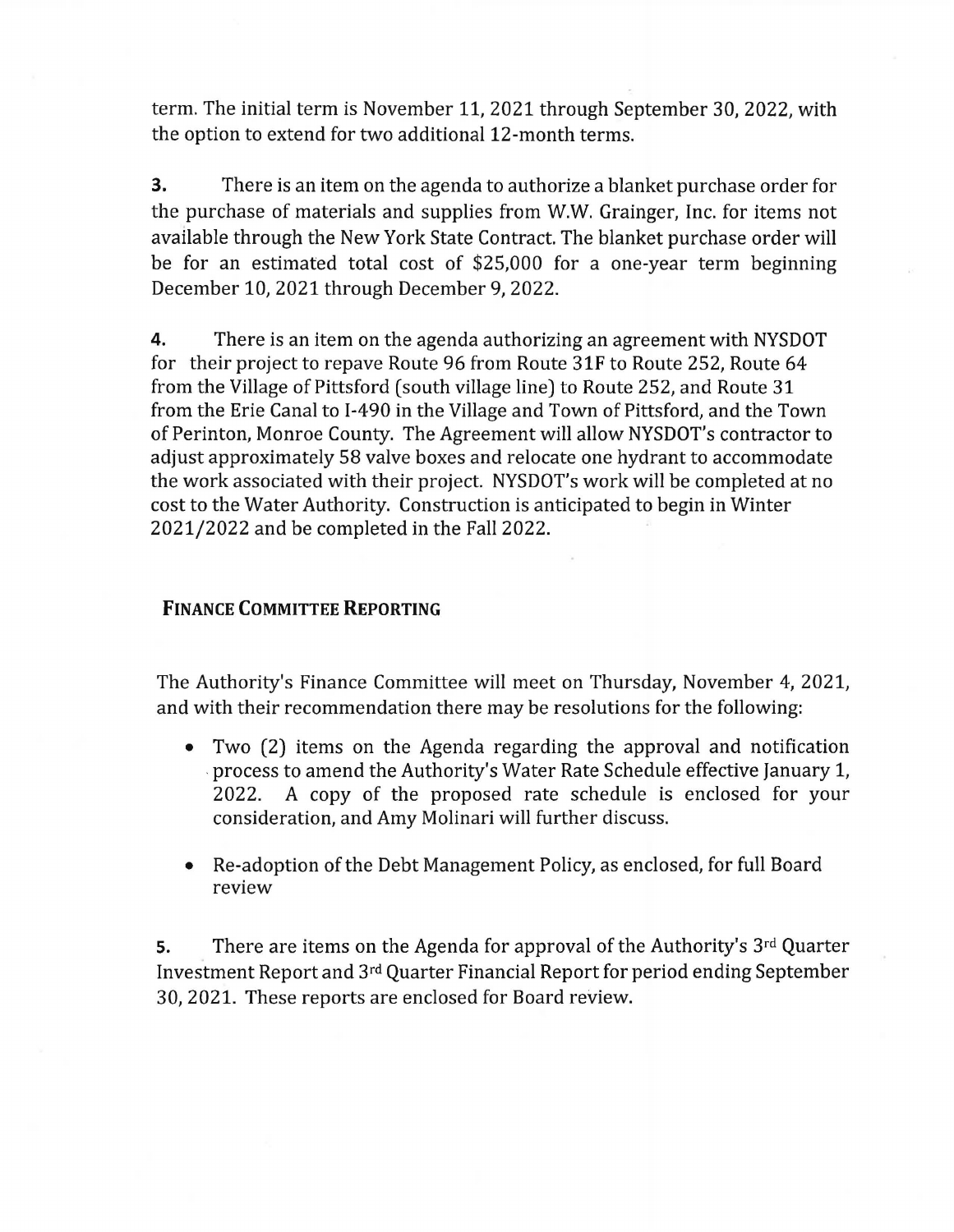term. The initial term is November 11, 2021 through September 30, 2022, with the option to extend for two additional 12-month terms.

**3.** There is an item on the agenda to authorize a blanket purchase order for the purchase of materials and supplies from W.W. Grainger, Inc. for items not available through the New York State Contract. The blanket purchase order will be for an estimated total cost of $25,000 for a one-year term beginning December 10, 2021 through December 9, 2022.

**4.** There is an item on the agenda authorizing an agreement with NYSDOT for their project to repave Route 96 from Route 31F to Route 252, Route 64 from the Village of Pittsford (south village line) to Route 252, and Route 31 from the Erie Canal to I-490 in the Village and Town of Pittsford, and the Town of Perinton, Monroe County. The Agreement will allow NYSDOT's contractor to adjust approximately 58 valve boxes and relocate one hydrant to accommodate the work associated with their project. NYSDOT's work will be completed at no cost to the Water Authority. Construction is anticipated to begin in Winter 2021/2022 and be completed in the Fall 2022.

## FINANCE COMMITTEE REPORTING

The Authority's Finance Committee will meet on Thursday, November 4, 2021, and with their recommendation there may be resolutions for the following:

- Two (2) items on the Agenda regarding the approval and notification process to amend the Authority's Water Rate Schedule effective January 1, 2022. A copy of the proposed rate schedule is enclosed for your consideration, and Amy Molinari will further discuss.
- Re-adoption of the Debt Management Policy, as enclosed, for full Board review

**5.** There are items on the Agenda for approval of the Authority's 3rd Quarter Investment Report and 3rd Quarter Financial Report for period ending September 30, 2021. These reports are enclosed for Board review.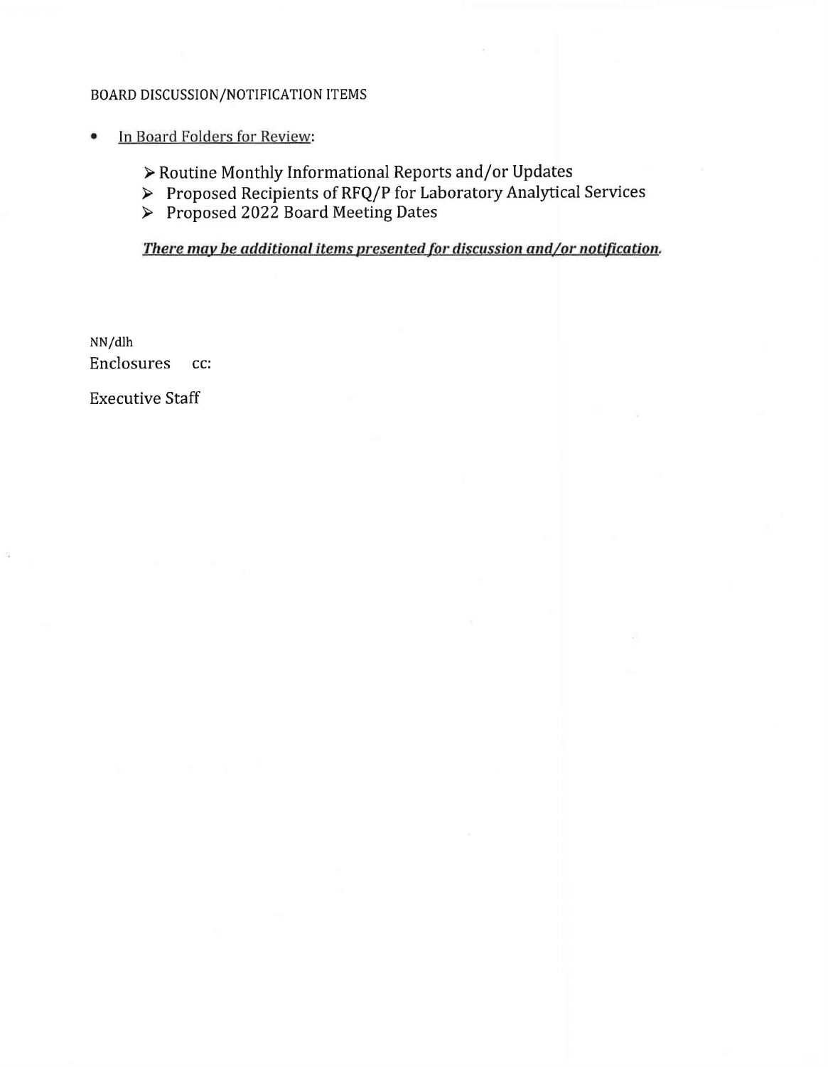BOARD DISCUSSION/NOTIFICATION ITEMS

- In Board Folders for Review:
  - Routine Monthly Informational Reports and/or Updates
  - Proposed Recipients of RFQ/P for Laboratory Analytical Services
  - Proposed 2022 Board Meeting Dates

***There may be additional items presented for discussion and/or notification.***

NN/dlh

Enclosures cc:

Executive Staff